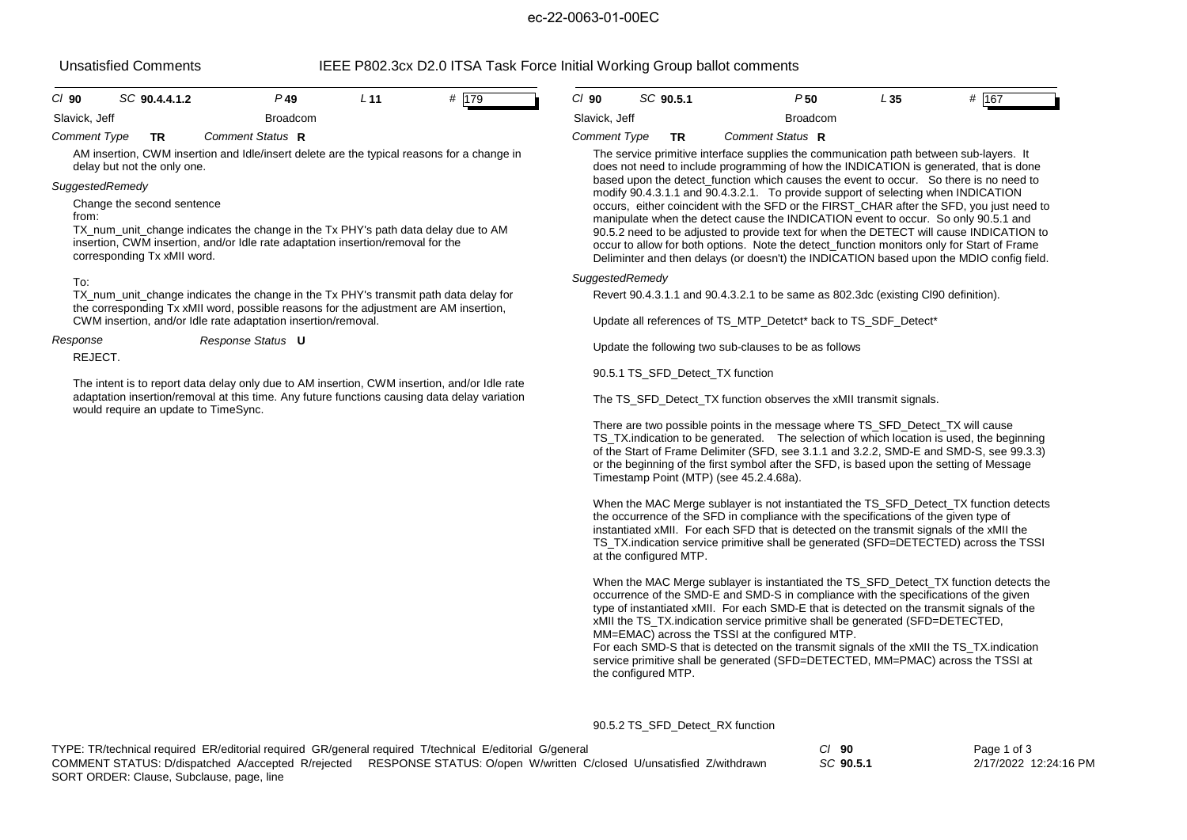ec-22-0063-01-00EC

Unsatisfied Comments — IEEE P802.3cx D2.0 ITSA Task Force Initial Working Group ballot comments

| Cl 90 | SC 90.4.4.1.2 | P 49 | L 11 | # 179 |
|---|---|---|---|---|

Slavick, Jeff — Broadcom

*Comment Type* **TR** *Comment Status* **R**

AM insertion, CWM insertion and Idle/insert delete are the typical reasons for a change in delay but not the only one.

*SuggestedRemedy*

Change the second sentence
from:
TX_num_unit_change indicates the change in the Tx PHY's path data delay due to AM insertion, CWM insertion, and/or Idle rate adaptation insertion/removal for the corresponding Tx xMII word.

To:
TX_num_unit_change indicates the change in the Tx PHY's transmit path data delay for the corresponding Tx xMII word, possible reasons for the adjustment are AM insertion, CWM insertion, and/or Idle rate adaptation insertion/removal.

*Response* *Response Status* **U**

REJECT.

The intent is to report data delay only due to AM insertion, CWM insertion, and/or Idle rate adaptation insertion/removal at this time. Any future functions causing data delay variation would require an update to TimeSync.

| Cl 90 | SC 90.5.1 | P 50 | L 35 | # 167 |
|---|---|---|---|---|

Slavick, Jeff — Broadcom

*Comment Type* **TR** *Comment Status* **R**

The service primitive interface supplies the communication path between sub-layers. It does not need to include programming of how the INDICATION is generated, that is done based upon the detect_function which causes the event to occur. So there is no need to modify 90.4.3.1.1 and 90.4.3.2.1. To provide support of selecting when INDICATION occurs, either coincident with the SFD or the FIRST_CHAR after the SFD, you just need to manipulate when the detect cause the INDICATION event to occur. So only 90.5.1 and 90.5.2 need to be adjusted to provide text for when the DETECT will cause INDICATION to occur to allow for both options. Note the detect_function monitors only for Start of Frame Deliminter and then delays (or doesn't) the INDICATION based upon the MDIO config field.

*SuggestedRemedy*

Revert 90.4.3.1.1 and 90.4.3.2.1 to be same as 802.3dc (existing Cl90 definition).

Update all references of TS_MTP_Detetct* back to TS_SDF_Detect*

Update the following two sub-clauses to be as follows

90.5.1 TS_SFD_Detect_TX function

The TS_SFD_Detect_TX function observes the xMII transmit signals.

There are two possible points in the message where TS_SFD_Detect_TX will cause TS_TX.indication to be generated. The selection of which location is used, the beginning of the Start of Frame Delimiter (SFD, see 3.1.1 and 3.2.2, SMD-E and SMD-S, see 99.3.3) or the beginning of the first symbol after the SFD, is based upon the setting of Message Timestamp Point (MTP) (see 45.2.4.68a).

When the MAC Merge sublayer is not instantiated the TS_SFD_Detect_TX function detects the occurrence of the SFD in compliance with the specifications of the given type of instantiated xMII. For each SFD that is detected on the transmit signals of the xMII the TS_TX.indication service primitive shall be generated (SFD=DETECTED) across the TSSI at the configured MTP.

When the MAC Merge sublayer is instantiated the TS_SFD_Detect_TX function detects the occurrence of the SMD-E and SMD-S in compliance with the specifications of the given type of instantiated xMII. For each SMD-E that is detected on the transmit signals of the xMII the TS_TX.indication service primitive shall be generated (SFD=DETECTED, MM=EMAC) across the TSSI at the configured MTP.
For each SMD-S that is detected on the transmit signals of the xMII the TS_TX.indication service primitive shall be generated (SFD=DETECTED, MM=PMAC) across the TSSI at the configured MTP.

90.5.2 TS_SFD_Detect_RX function

TYPE: TR/technical required ER/editorial required GR/general required T/technical E/editorial G/general
COMMENT STATUS: D/dispatched A/accepted R/rejected RESPONSE STATUS: O/open W/written C/closed U/unsatisfied Z/withdrawn
SORT ORDER: Clause, Subclause, page, line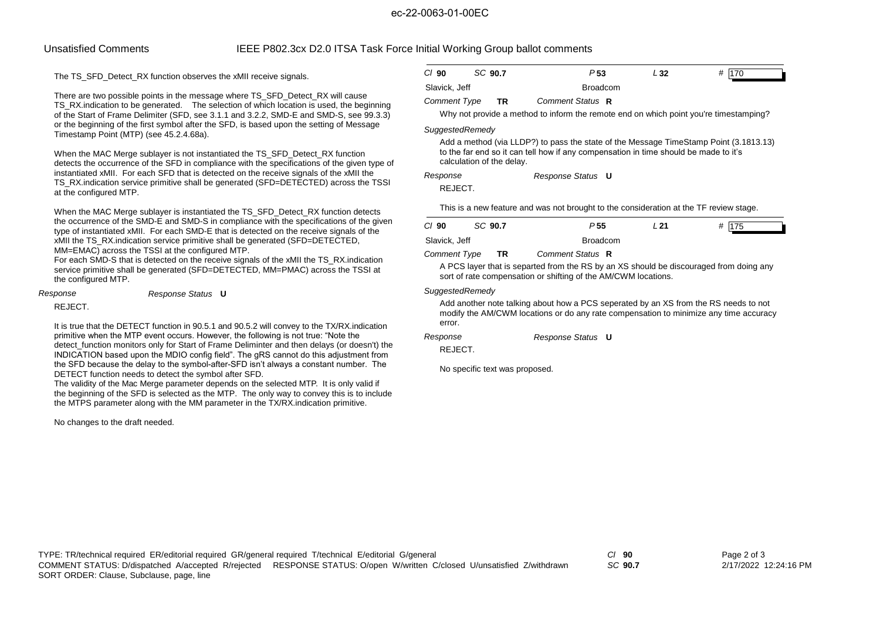The TS_SFD_Detect_RX function observes the xMII receive signals.

There are two possible points in the message where TS_SFD_Detect_RX will cause TS_RX.indication to be generated. The selection of which location is used, the beginning of the Start of Frame Delimiter (SFD, see 3.1.1 and 3.2.2, SMD-E and SMD-S, see 99.3.3) or the beginning of the first symbol after the SFD, is based upon the setting of Message Timestamp Point (MTP) (see 45.2.4.68a).

When the MAC Merge sublayer is not instantiated the TS_SFD_Detect_RX function detects the occurrence of the SFD in compliance with the specifications of the given type of instantiated xMII. For each SFD that is detected on the receive signals of the xMII the TS_RX.indication service primitive shall be generated (SFD=DETECTED) across the TSSI at the configured MTP.

When the MAC Merge sublayer is instantiated the TS_SFD_Detect_RX function detects the occurrence of the SMD-E and SMD-S in compliance with the specifications of the given type of instantiated xMII. For each SMD-E that is detected on the receive signals of the xMII the TS_RX.indication service primitive shall be generated (SFD=DETECTED, MM=EMAC) across the TSSI at the configured MTP.
For each SMD-S that is detected on the receive signals of the xMII the TS_RX.indication service primitive shall be generated (SFD=DETECTED, MM=PMAC) across the TSSI at the configured MTP.

*Response* *Response Status* **U**

REJECT.

It is true that the DETECT function in 90.5.1 and 90.5.2 will convey to the TX/RX.indication primitive when the MTP event occurs. However, the following is not true: "Note the detect_function monitors only for Start of Frame Deliminter and then delays (or doesn't) the INDICATION based upon the MDIO config field". The gRS cannot do this adjustment from the SFD because the delay to the symbol-after-SFD isn't always a constant number. The DETECT function needs to detect the symbol after SFD.
The validity of the Mac Merge parameter depends on the selected MTP. It is only valid if the beginning of the SFD is selected as the MTP. The only way to convey this is to include the MTPS parameter along with the MM parameter in the TX/RX.indication primitive.

No changes to the draft needed.

---

*Cl* **90** *SC* **90.7** *P* **53** *L* **32** # 170

Slavick, Jeff Broadcom

*Comment Type* **TR** *Comment Status* **R**

Why not provide a method to inform the remote end on which point you're timestamping?

*SuggestedRemedy*

Add a method (via LLDP?) to pass the state of the Message TimeStamp Point (3.1813.13) to the far end so it can tell how if any compensation in time should be made to it's calculation of the delay.

*Response* *Response Status* **U**

REJECT.

This is a new feature and was not brought to the consideration at the TF review stage.

---

*Cl* **90** *SC* **90.7** *P* **55** *L* **21** # 175

Slavick, Jeff Broadcom

*Comment Type* **TR** *Comment Status* **R**

A PCS layer that is separted from the RS by an XS should be discouraged from doing any sort of rate compensation or shifting of the AM/CWM locations.

*SuggestedRemedy*

Add another note talking about how a PCS seperated by an XS from the RS needs to not modify the AM/CWM locations or do any rate compensation to minimize any time accuracy error.

*Response* *Response Status* **U**

REJECT.

No specific text was proposed.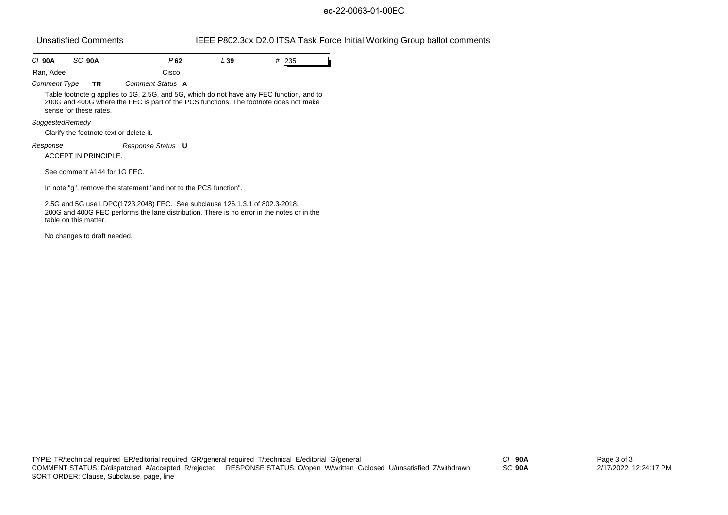ec-22-0063-01-00EC

Unsatisfied Comments — IEEE P802.3cx D2.0 ITSA Task Force Initial Working Group ballot comments

*Cl* **90A** *SC* **90A** *P* **62** *L* **39** # 235

Ran, Adee — Cisco

*Comment Type* **TR** *Comment Status* **A**

Table footnote g applies to 1G, 2.5G, and 5G, which do not have any FEC function, and to 200G and 400G where the FEC is part of the PCS functions. The footnote does not make sense for these rates.

*SuggestedRemedy*

Clarify the footnote text or delete it.

*Response* *Response Status* **U**

ACCEPT IN PRINCIPLE.

See comment #144 for 1G FEC.

In note "g", remove the statement "and not to the PCS function".

2.5G and 5G use LDPC(1723,2048) FEC. See subclause 126.1.3.1 of 802.3-2018.
200G and 400G FEC performs the lane distribution. There is no error in the notes or in the table on this matter.

No changes to draft needed.

TYPE: TR/technical required ER/editorial required GR/general required T/technical E/editorial G/general
COMMENT STATUS: D/dispatched A/accepted R/rejected RESPONSE STATUS: O/open W/written C/closed U/unsatisfied Z/withdrawn
SORT ORDER: Clause, Subclause, page, line